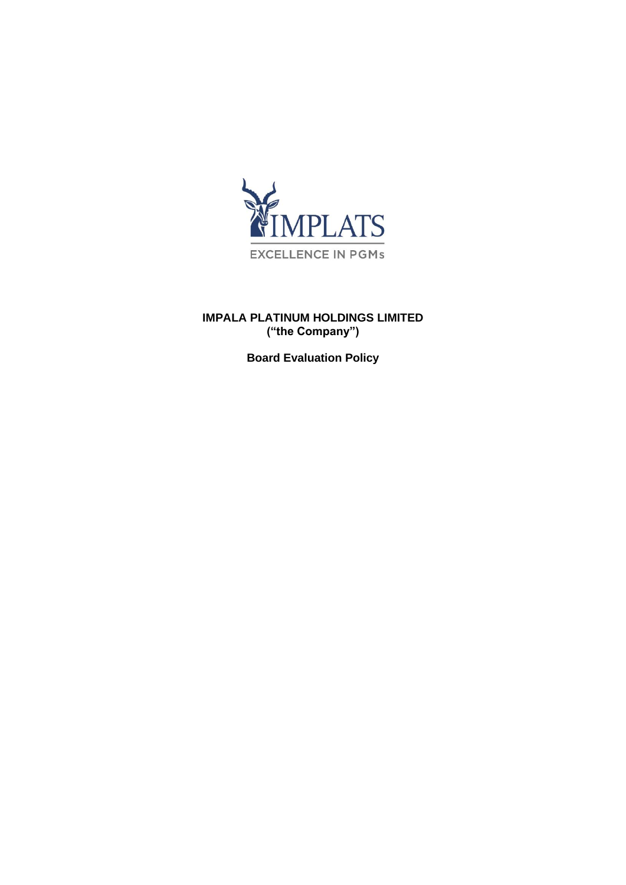IMPLATS

EXCELLENCE IN PGMs

**IMPALA PLATINUM HOLDINGS LIMITED**
**("the Company")**

**Board Evaluation Policy**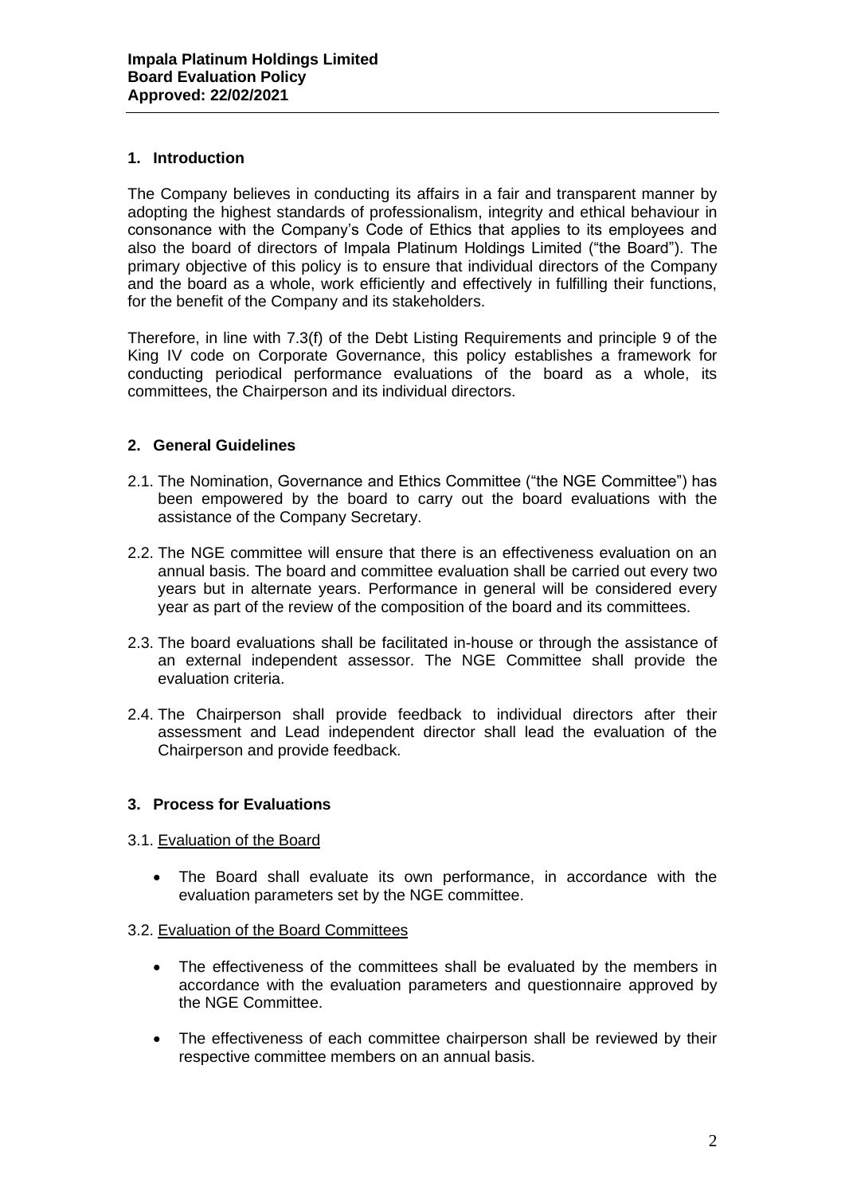## 1. Introduction

The Company believes in conducting its affairs in a fair and transparent manner by adopting the highest standards of professionalism, integrity and ethical behaviour in consonance with the Company's Code of Ethics that applies to its employees and also the board of directors of Impala Platinum Holdings Limited ("the Board"). The primary objective of this policy is to ensure that individual directors of the Company and the board as a whole, work efficiently and effectively in fulfilling their functions, for the benefit of the Company and its stakeholders.

Therefore, in line with 7.3(f) of the Debt Listing Requirements and principle 9 of the King IV code on Corporate Governance, this policy establishes a framework for conducting periodical performance evaluations of the board as a whole, its committees, the Chairperson and its individual directors.

## 2. General Guidelines

2.1. The Nomination, Governance and Ethics Committee ("the NGE Committee") has been empowered by the board to carry out the board evaluations with the assistance of the Company Secretary.

2.2. The NGE committee will ensure that there is an effectiveness evaluation on an annual basis. The board and committee evaluation shall be carried out every two years but in alternate years. Performance in general will be considered every year as part of the review of the composition of the board and its committees.

2.3. The board evaluations shall be facilitated in-house or through the assistance of an external independent assessor. The NGE Committee shall provide the evaluation criteria.

2.4. The Chairperson shall provide feedback to individual directors after their assessment and Lead independent director shall lead the evaluation of the Chairperson and provide feedback.

## 3. Process for Evaluations

3.1. Evaluation of the Board

- The Board shall evaluate its own performance, in accordance with the evaluation parameters set by the NGE committee.

3.2. Evaluation of the Board Committees

- The effectiveness of the committees shall be evaluated by the members in accordance with the evaluation parameters and questionnaire approved by the NGE Committee.
- The effectiveness of each committee chairperson shall be reviewed by their respective committee members on an annual basis.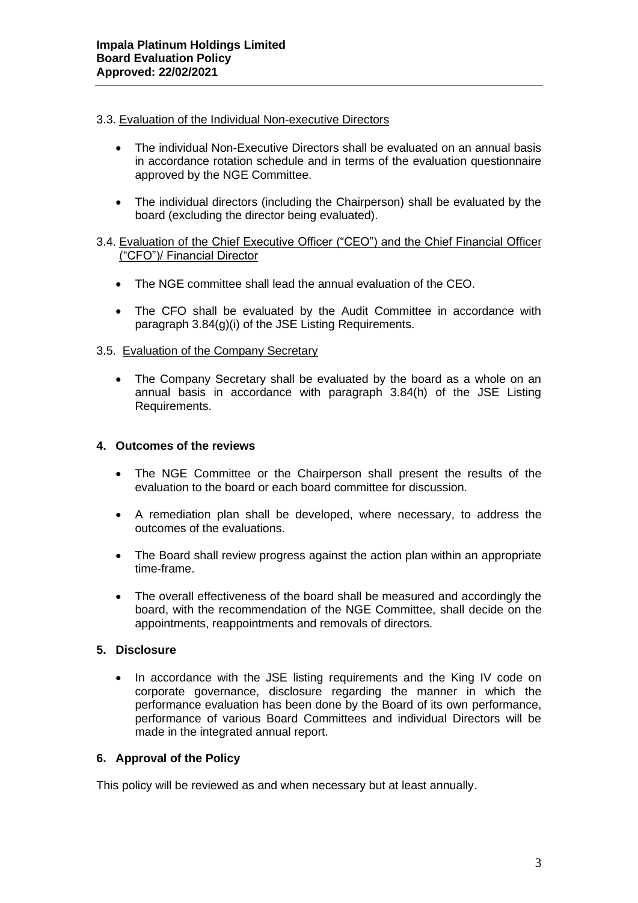### 3.3. Evaluation of the Individual Non-executive Directors

- The individual Non-Executive Directors shall be evaluated on an annual basis in accordance rotation schedule and in terms of the evaluation questionnaire approved by the NGE Committee.
- The individual directors (including the Chairperson) shall be evaluated by the board (excluding the director being evaluated).

### 3.4. Evaluation of the Chief Executive Officer ("CEO") and the Chief Financial Officer ("CFO")/ Financial Director

- The NGE committee shall lead the annual evaluation of the CEO.
- The CFO shall be evaluated by the Audit Committee in accordance with paragraph 3.84(g)(i) of the JSE Listing Requirements.

### 3.5. Evaluation of the Company Secretary

- The Company Secretary shall be evaluated by the board as a whole on an annual basis in accordance with paragraph 3.84(h) of the JSE Listing Requirements.

## 4. Outcomes of the reviews

- The NGE Committee or the Chairperson shall present the results of the evaluation to the board or each board committee for discussion.
- A remediation plan shall be developed, where necessary, to address the outcomes of the evaluations.
- The Board shall review progress against the action plan within an appropriate time-frame.
- The overall effectiveness of the board shall be measured and accordingly the board, with the recommendation of the NGE Committee, shall decide on the appointments, reappointments and removals of directors.

## 5. Disclosure

- In accordance with the JSE listing requirements and the King IV code on corporate governance, disclosure regarding the manner in which the performance evaluation has been done by the Board of its own performance, performance of various Board Committees and individual Directors will be made in the integrated annual report.

## 6. Approval of the Policy

This policy will be reviewed as and when necessary but at least annually.